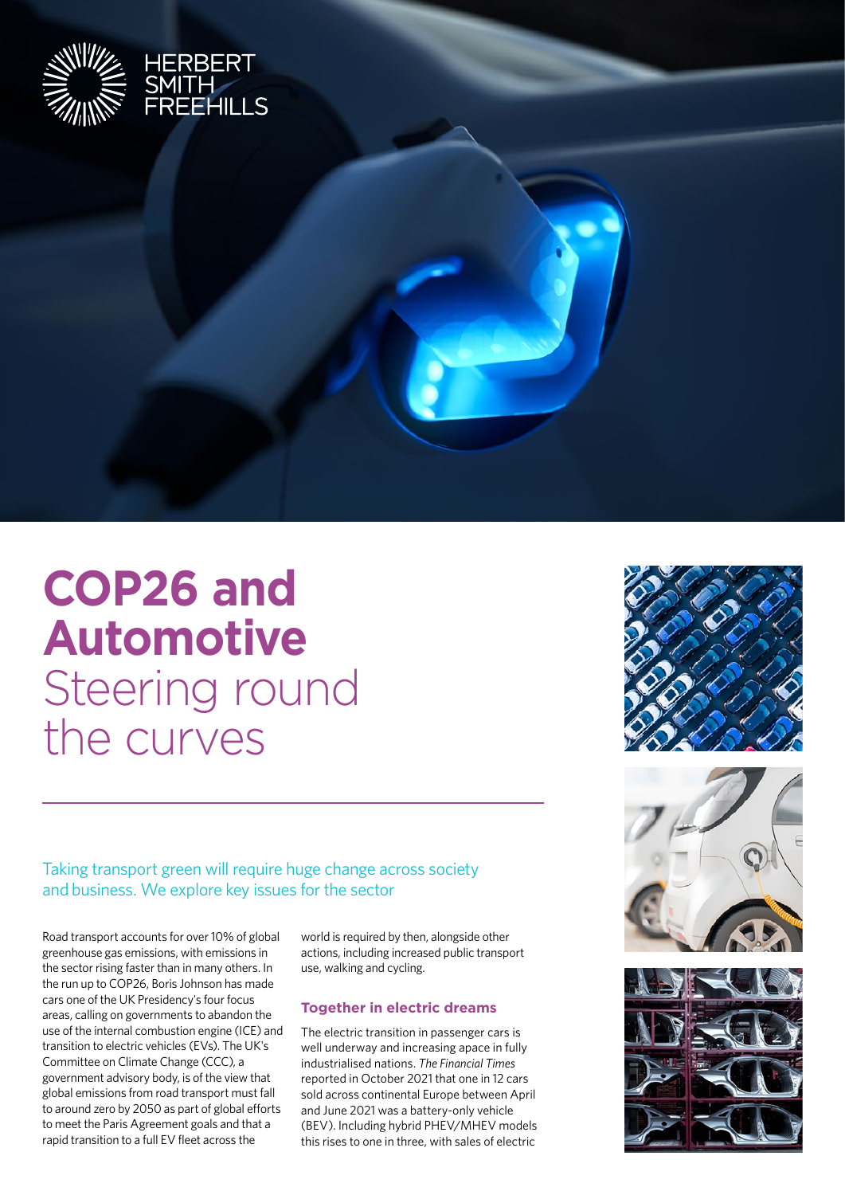HERBERT SMITH FREEHILLS

# COP26 and Automotive Steering round the curves

Taking transport green will require huge change across society and business. We explore key issues for the sector

Road transport accounts for over 10% of global greenhouse gas emissions, with emissions in the sector rising faster than in many others. In the run up to COP26, Boris Johnson has made cars one of the UK Presidency's four focus areas, calling on governments to abandon the use of the internal combustion engine (ICE) and transition to electric vehicles (EVs). The UK's Committee on Climate Change (CCC), a government advisory body, is of the view that global emissions from road transport must fall to around zero by 2050 as part of global efforts to meet the Paris Agreement goals and that a rapid transition to a full EV fleet across the world is required by then, alongside other actions, including increased public transport use, walking and cycling.

## Together in electric dreams

The electric transition in passenger cars is well underway and increasing apace in fully industrialised nations. *The Financial Times* reported in October 2021 that one in 12 cars sold across continental Europe between April and June 2021 was a battery-only vehicle (BEV). Including hybrid PHEV/MHEV models this rises to one in three, with sales of electric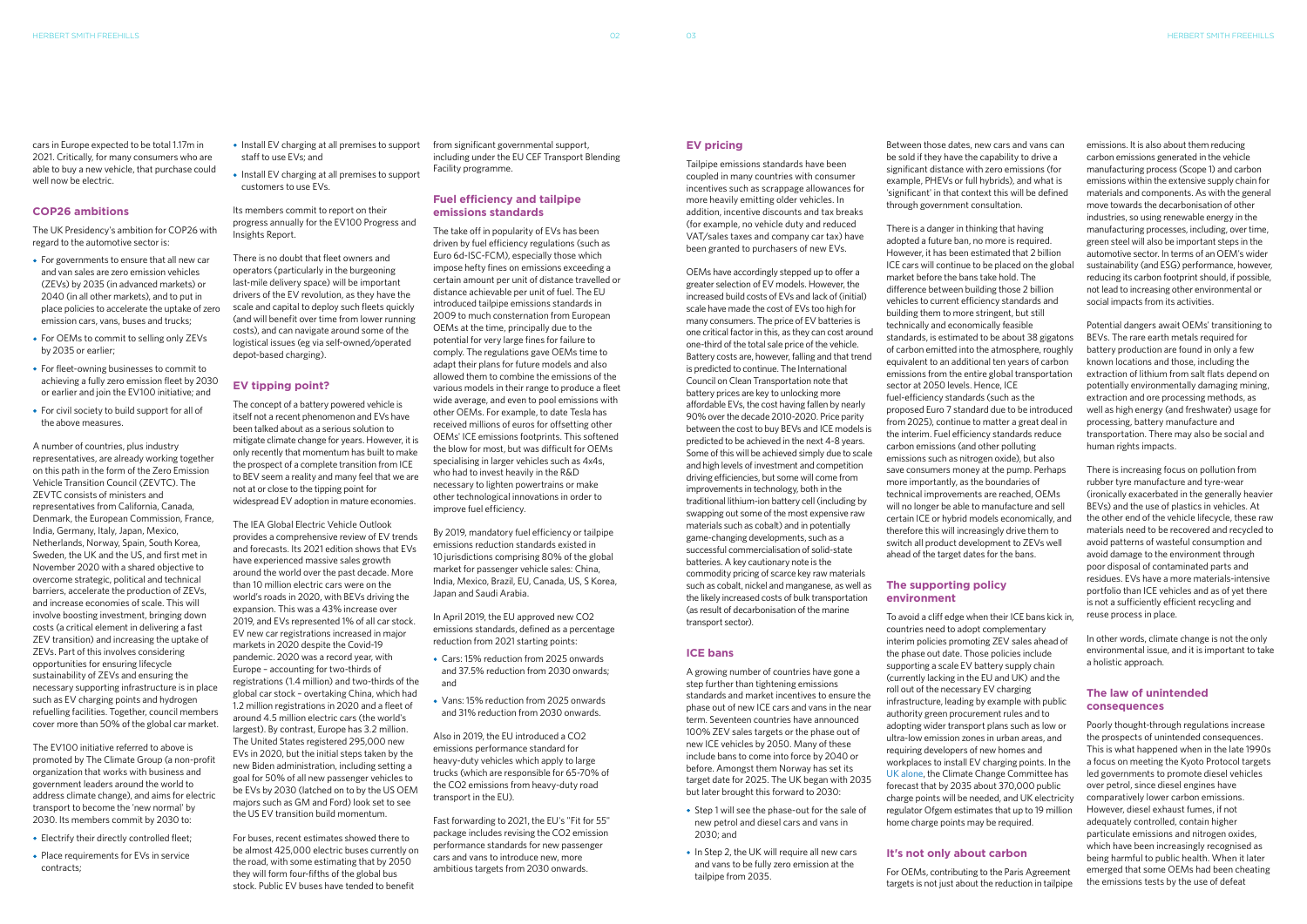cars in Europe expected to be total 1.17m in 2021. Critically, for many consumers who are able to buy a new vehicle, that purchase could well now be electric.

## COP26 ambitions

The UK Presidency's ambition for COP26 with regard to the automotive sector is:

- For governments to ensure that all new car and van sales are zero emission vehicles (ZEVs) by 2035 (in advanced markets) or 2040 (in all other markets), and to put in place policies to accelerate the uptake of zero emission cars, vans, buses and trucks;
- For OEMs to commit to selling only ZEVs by 2035 or earlier;
- For fleet-owning businesses to commit to achieving a fully zero emission fleet by 2030 or earlier and join the EV100 initiative; and
- For civil society to build support for all of the above measures.

A number of countries, plus industry representatives, are already working together on this path in the form of the Zero Emission Vehicle Transition Council (ZEVTC). The ZEVTC consists of ministers and representatives from California, Canada, Denmark, the European Commission, France, India, Germany, Italy, Japan, Mexico, Netherlands, Norway, Spain, South Korea, Sweden, the UK and the US, and first met in November 2020 with a shared objective to overcome strategic, political and technical barriers, accelerate the production of ZEVs, and increase economies of scale. This will involve boosting investment, bringing down costs (a critical element in delivering a fast ZEV transition) and increasing the uptake of ZEVs. Part of this involves considering opportunities for ensuring lifecycle sustainability of ZEVs and ensuring the necessary supporting infrastructure is in place such as EV charging points and hydrogen refuelling facilities. Together, council members cover more than 50% of the global car market.

The EV100 initiative referred to above is promoted by The Climate Group (a non-profit organization that works with business and government leaders around the world to address climate change), and aims for electric transport to become the 'new normal' by 2030. Its members commit by 2030 to:

- Electrify their directly controlled fleet;
- Place requirements for EVs in service contracts;
- Install EV charging at all premises to support staff to use EVs; and
- Install EV charging at all premises to support customers to use EVs.

Its members commit to report on their progress annually for the EV100 Progress and Insights Report.

There is no doubt that fleet owners and operators (particularly in the burgeoning last-mile delivery space) will be important drivers of the EV revolution, as they have the scale and capital to deploy such fleets quickly (and will benefit over time from lower running costs), and can navigate around some of the logistical issues (eg via self-owned/operated depot-based charging).

## EV tipping point?

The concept of a battery powered vehicle is itself not a recent phenomenon and EVs have been talked about as a serious solution to mitigate climate change for years. However, it is only recently that momentum has built to make the prospect of a complete transition from ICE to BEV seem a reality and many feel that we are not at or close to the tipping point for widespread EV adoption in mature economies.

The IEA Global Electric Vehicle Outlook provides a comprehensive review of EV trends and forecasts. Its 2021 edition shows that EVs have experienced massive sales growth around the world over the past decade. More than 10 million electric cars were on the world's roads in 2020, with BEVs driving the expansion. This was a 43% increase over 2019, and EVs represented 1% of all car stock. EV new car registrations increased in major markets in 2020 despite the Covid-19 pandemic. 2020 was a record year, with Europe – accounting for two-thirds of registrations (1.4 million) and two-thirds of the global car stock – overtaking China, which had 1.2 million registrations in 2020 and a fleet of around 4.5 million electric cars (the world's largest). By contrast, Europe has 3.2 million. The United States registered 295,000 new EVs in 2020, but the initial steps taken by the new Biden administration, including setting a goal for 50% of all new passenger vehicles to be EVs by 2030 (latched on to by the US OEM majors such as GM and Ford) look set to see the US EV transition build momentum.

For buses, recent estimates showed there to be almost 425,000 electric buses currently on the road, with some estimating that by 2050 they will form four-fifths of the global bus stock. Public EV buses have tended to benefit from significant governmental support, including under the EU CEF Transport Blending Facility programme.

## Fuel efficiency and tailpipe emissions standards

The take off in popularity of EVs has been driven by fuel efficiency regulations (such as Euro 6d-ISC-FCM), especially those which impose hefty fines on emissions exceeding a certain amount per unit of distance travelled or distance achievable per unit of fuel. The EU introduced tailpipe emissions standards in 2009 to much consternation from European OEMs at the time, principally due to the potential for very large fines for failure to comply. The regulations gave OEMs time to adapt their plans for future models and also allowed them to combine the emissions of the various models in their range to produce a fleet wide average, and even to pool emissions with other OEMs. For example, to date Tesla has received millions of euros for offsetting other OEMs' ICE emissions footprints. This softened the blow for most, but was difficult for OEMs specialising in larger vehicles such as 4x4s, who had to invest heavily in the R&D necessary to lighten powertrains or make other technological innovations in order to improve fuel efficiency.

By 2019, mandatory fuel efficiency or tailpipe emissions reduction standards existed in 10 jurisdictions comprising 80% of the global market for passenger vehicle sales: China, India, Mexico, Brazil, EU, Canada, US, S Korea, Japan and Saudi Arabia.

In April 2019, the EU approved new CO2 emissions standards, defined as a percentage reduction from 2021 starting points:

- Cars: 15% reduction from 2025 onwards and 37.5% reduction from 2030 onwards; and
- Vans: 15% reduction from 2025 onwards and 31% reduction from 2030 onwards.

Also in 2019, the EU introduced a CO2 emissions performance standard for heavy-duty vehicles which apply to large trucks (which are responsible for 65-70% of the CO2 emissions from heavy-duty road transport in the EU).

Fast forwarding to 2021, the EU's "Fit for 55" package includes revising the CO2 emission performance standards for new passenger cars and vans to introduce new, more ambitious targets from 2030 onwards.

## EV pricing

Tailpipe emissions standards have been coupled in many countries with consumer incentives such as scrappage allowances for more heavily emitting older vehicles. In addition, incentive discounts and tax breaks (for example, no vehicle duty and reduced VAT/sales taxes and company car tax) have been granted to purchasers of new EVs.

OEMs have accordingly stepped up to offer a greater selection of EV models. However, the increased build costs of EVs and lack of (initial) scale have made the cost of EVs too high for many consumers. The price of EV batteries is one critical factor in this, as they can cost around one-third of the total sale price of the vehicle. Battery costs are, however, falling and that trend is predicted to continue. The International Council on Clean Transportation note that battery prices are key to unlocking more affordable EVs, the cost having fallen by nearly 90% over the decade 2010-2020. Price parity between the cost to buy BEVs and ICE models is predicted to be achieved in the next 4-8 years. Some of this will be achieved simply due to scale and high levels of investment and competition driving efficiencies, but some will come from improvements in technology, both in the traditional lithium-ion battery cell (including by swapping out some of the most expensive raw materials such as cobalt) and in potentially game-changing developments, such as a successful commercialisation of solid-state batteries. A key cautionary note is the commodity pricing of scarce key raw materials such as cobalt, nickel and manganese, as well as the likely increased costs of bulk transportation (as result of decarbonisation of the marine transport sector).

## ICE bans

A growing number of countries have gone a step further than tightening emissions standards and market incentives to ensure the phase out of new ICE cars and vans in the near term. Seventeen countries have announced 100% ZEV sales targets or the phase out of new ICE vehicles by 2050. Many of these include bans to come into force by 2040 or before. Amongst them Norway has set its target date for 2025. The UK began with 2035 but later brought this forward to 2030:

- Step 1 will see the phase-out for the sale of new petrol and diesel cars and vans in 2030; and
- In Step 2, the UK will require all new cars and vans to be fully zero emission at the tailpipe from 2035.

Between those dates, new cars and vans can be sold if they have the capability to drive a significant distance with zero emissions (for example, PHEVs or full hybrids), and what is 'significant' in that context this will be defined through government consultation.

There is a danger in thinking that having adopted a future ban, no more is required. However, it has been estimated that 2 billion ICE cars will continue to be placed on the global market before the bans take hold. The difference between building those 2 billion vehicles to current efficiency standards and building them to more stringent, but still technically and economically feasible standards, is estimated to be about 38 gigatons of carbon emitted into the atmosphere, roughly equivalent to an additional ten years of carbon emissions from the entire global transportation sector at 2050 levels. Hence, ICE fuel-efficiency standards (such as the proposed Euro 7 standard due to be introduced from 2025), continue to matter a great deal in the interim. Fuel efficiency standards reduce carbon emissions (and other polluting emissions such as nitrogen oxide), but also save consumers money at the pump. Perhaps more importantly, as the boundaries of technical improvements are reached, OEMs will no longer be able to manufacture and sell certain ICE or hybrid models economically, and therefore this will increasingly drive them to switch all product development to ZEVs well ahead of the target dates for the bans.

## The supporting policy environment

To avoid a cliff edge when their ICE bans kick in, countries need to adopt complementary interim policies promoting ZEV sales ahead of the phase out date. Those policies include supporting a scale EV battery supply chain (currently lacking in the EU and UK) and the roll out of the necessary EV charging infrastructure, leading by example with public authority green procurement rules and to adopting wider transport plans such as low or ultra-low emission zones in urban areas, and requiring developers of new homes and workplaces to install EV charging points. In the UK alone, the Climate Change Committee has forecast that by 2035 about 370,000 public charge points will be needed, and UK electricity regulator Ofgem estimates that up to 19 million home charge points may be required.

## It's not only about carbon

For OEMs, contributing to the Paris Agreement targets is not just about the reduction in tailpipe emissions. It is also about them reducing carbon emissions generated in the vehicle manufacturing process (Scope 1) and carbon emissions within the extensive supply chain for materials and components. As with the general move towards the decarbonisation of other industries, so using renewable energy in the manufacturing processes, including, over time, green steel will also be important steps in the automotive sector. In terms of an OEM's wider sustainability (and ESG) performance, however, reducing its carbon footprint should, if possible, not lead to increasing other environmental or social impacts from its activities.

Potential dangers await OEMs' transitioning to BEVs. The rare earth metals required for battery production are found in only a few known locations and those, including the extraction of lithium from salt flats depend on potentially environmentally damaging mining, extraction and ore processing methods, as well as high energy (and freshwater) usage for processing, battery manufacture and transportation. There may also be social and human rights impacts.

There is increasing focus on pollution from rubber tyre manufacture and tyre-wear (ironically exacerbated in the generally heavier BEVs) and the use of plastics in vehicles. At the other end of the vehicle lifecycle, these raw materials need to be recovered and recycled to avoid patterns of wasteful consumption and avoid damage to the environment through poor disposal of contaminated parts and residues. EVs have a more materials-intensive portfolio than ICE vehicles and as of yet there is not a sufficiently efficient recycling and reuse process in place.

In other words, climate change is not the only environmental issue, and it is important to take a holistic approach.

## The law of unintended consequences

Poorly thought-through regulations increase the prospects of unintended consequences. This is what happened when in the late 1990s a focus on meeting the Kyoto Protocol targets led governments to promote diesel vehicles over petrol, since diesel engines have comparatively lower carbon emissions. However, diesel exhaust fumes, if not adequately controlled, contain higher particulate emissions and nitrogen oxides, which have been increasingly recognised as being harmful to public health. When it later emerged that some OEMs had been cheating the emissions tests by the use of defeat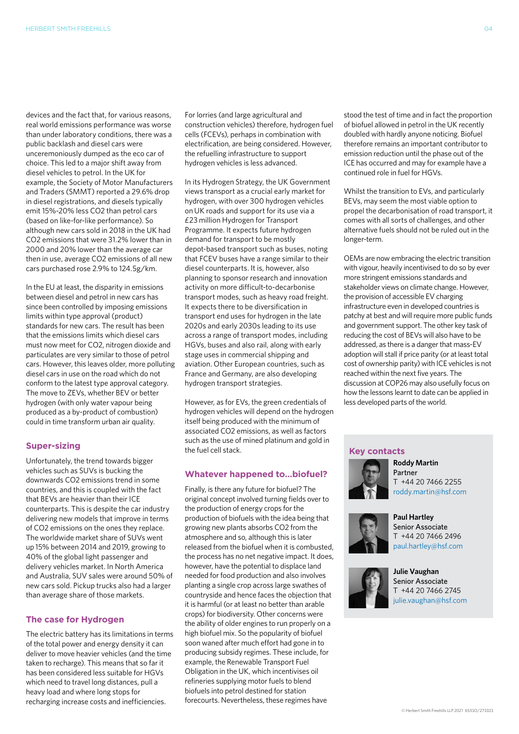devices and the fact that, for various reasons, real world emissions performance was worse than under laboratory conditions, there was a public backlash and diesel cars were unceremoniously dumped as the eco car of choice. This led to a major shift away from diesel vehicles to petrol. In the UK for example, the Society of Motor Manufacturers and Traders (SMMT) reported a 29.6% drop in diesel registrations, and diesels typically emit 15%-20% less $CO_2$ than petrol cars (based on like-for-like performance). So although new cars sold in 2018 in the UK had $CO_2$ emissions that were 31.2% lower than in 2000 and 20% lower than the average car then in use, average $CO_2$ emissions of all new cars purchased rose 2.9% to 124.5g/km.

In the EU at least, the disparity in emissions between diesel and petrol in new cars has since been controlled by imposing emissions limits within type approval (product) standards for new cars. The result has been that the emissions limits which diesel cars must now meet for $CO_2$, nitrogen dioxide and particulates are very similar to those of petrol cars. However, this leaves older, more polluting diesel cars in use on the road which do not conform to the latest type approval category. The move to ZEVs, whether BEV or better hydrogen (with only water vapour being produced as a by-product of combustion) could in time transform urban air quality.

## Super-sizing

Unfortunately, the trend towards bigger vehicles such as SUVs is bucking the downwards $CO_2$ emissions trend in some countries, and this is coupled with the fact that BEVs are heavier than their ICE counterparts. This is despite the car industry delivering new models that improve in terms of $CO_2$ emissions on the ones they replace. The worldwide market share of SUVs went up 15% between 2014 and 2019, growing to 40% of the global light passenger and delivery vehicles market. In North America and Australia, SUV sales were around 50% of new cars sold. Pickup trucks also had a larger than average share of those markets.

## The case for Hydrogen

The electric battery has its limitations in terms of the total power and energy density it can deliver to move heavier vehicles (and the time taken to recharge). This means that so far it has been considered less suitable for HGVs which need to travel long distances, pull a heavy load and where long stops for recharging increase costs and inefficiencies.

For lorries (and large agricultural and construction vehicles) therefore, hydrogen fuel cells (FCEVs), perhaps in combination with electrification, are being considered. However, the refuelling infrastructure to support hydrogen vehicles is less advanced.

In its Hydrogen Strategy, the UK Government views transport as a crucial early market for hydrogen, with over 300 hydrogen vehicles on UK roads and support for its use via a £23 million Hydrogen for Transport Programme. It expects future hydrogen demand for transport to be mostly depot-based transport such as buses, noting that FCEV buses have a range similar to their diesel counterparts. It is, however, also planning to sponsor research and innovation activity on more difficult-to-decarbonise transport modes, such as heavy road freight. It expects there to be diversification in transport end uses for hydrogen in the late 2020s and early 2030s leading to its use across a range of transport modes, including HGVs, buses and also rail, along with early stage uses in commercial shipping and aviation. Other European countries, such as France and Germany, are also developing hydrogen transport strategies.

However, as for EVs, the green credentials of hydrogen vehicles will depend on the hydrogen itself being produced with the minimum of associated $CO_2$ emissions, as well as factors such as the use of mined platinum and gold in the fuel cell stack.

## Whatever happened to…biofuel?

Finally, is there any future for biofuel? The original concept involved turning fields over to the production of energy crops for the production of biofuels with the idea being that growing new plants absorbs $CO_2$ from the atmosphere and so, although this is later released from the biofuel when it is combusted, the process has no net negative impact. It does, however, have the potential to displace land needed for food production and also involves planting a single crop across large swathes of countryside and hence faces the objection that it is harmful (or at least no better than arable crops) for biodiversity. Other concerns were the ability of older engines to run properly on a high biofuel mix. So the popularity of biofuel soon waned after much effort had gone in to producing subsidy regimes. These include, for example, the Renewable Transport Fuel Obligation in the UK, which incentivises oil refineries supplying motor fuels to blend biofuels into petrol destined for station forecourts. Nevertheless, these regimes have stood the test of time and in fact the proportion of biofuel allowed in petrol in the UK recently doubled with hardly anyone noticing. Biofuel therefore remains an important contributor to emission reduction until the phase out of the ICE has occurred and may for example have a continued role in fuel for HGVs.

Whilst the transition to EVs, and particularly BEVs, may seem the most viable option to propel the decarbonisation of road transport, it comes with all sorts of challenges, and other alternative fuels should not be ruled out in the longer-term.

OEMs are now embracing the electric transition with vigour, heavily incentivised to do so by ever more stringent emissions standards and stakeholder views on climate change. However, the provision of accessible EV charging infrastructure even in developed countries is patchy at best and will require more public funds and government support. The other key task of reducing the cost of BEVs will also have to be addressed, as there is a danger that mass-EV adoption will stall if price parity (or at least total cost of ownership parity) with ICE vehicles is not reached within the next five years. The discussion at COP26 may also usefully focus on how the lessons learnt to date can be applied in less developed parts of the world.

## Key contacts

**Roddy Martin**
Partner
T +44 20 7466 2255
roddy.martin@hsf.com

**Paul Hartley**
Senior Associate
T +44 20 7466 2496
paul.hartley@hsf.com

**Julie Vaughan**
Senior Associate
T +44 20 7466 2745
julie.vaughan@hsf.com

© Herbert Smith Freehills LLP 2021 6531O/271021